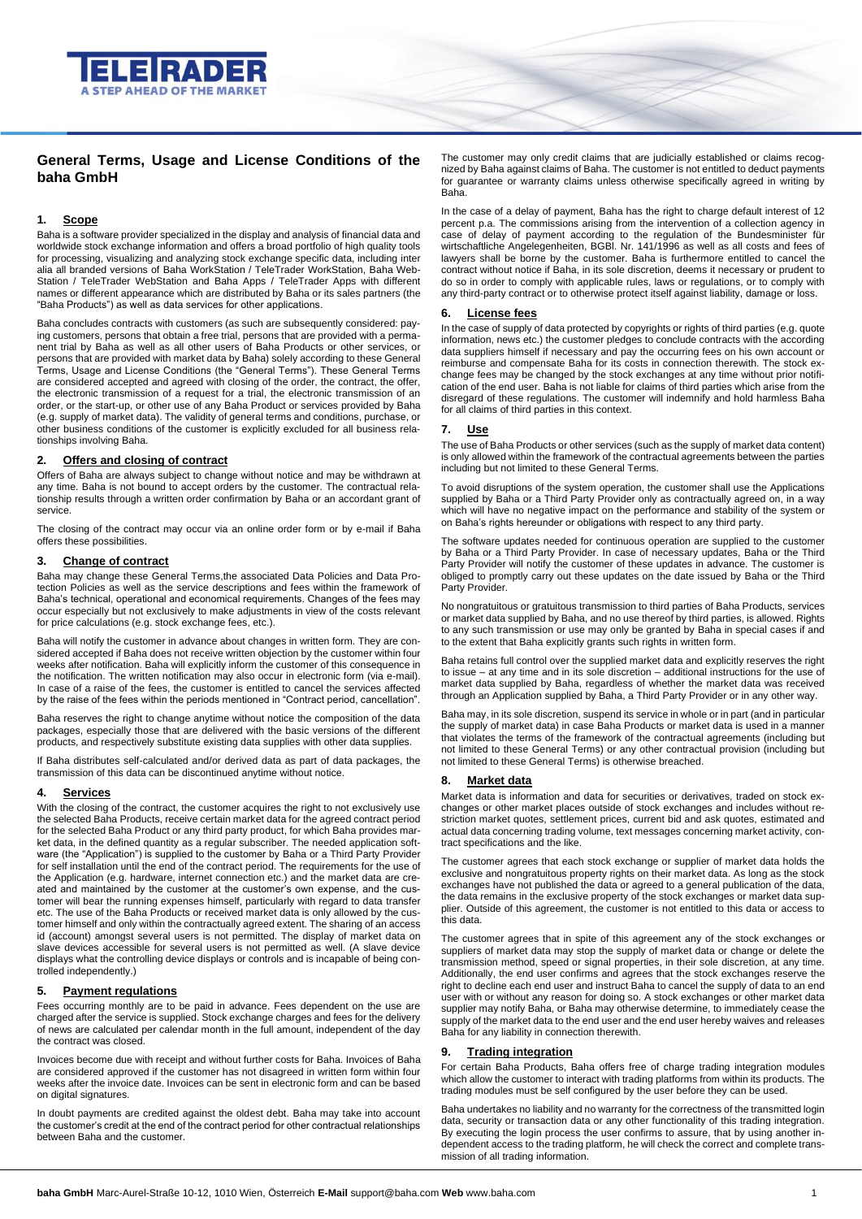# General Terms, Usage and License Conditions of the baha GmbH

## 1. Scope

Baha is a software provider specialized in the display and analysis of financial data and worldwide stock exchange information and offers a broad portfolio of high quality tools for processing, visualizing and analyzing stock exchange specific data, including inter alia all branded versions of Baha WorkStation / TeleTrader WorkStation, Baha WebStation / TeleTrader WebStation and Baha Apps / TeleTrader Apps with different names or different appearance which are distributed by Baha or its sales partners (the "Baha Products") as well as data services for other applications.

Baha concludes contracts with customers (as such are subsequently considered: paying customers, persons that obtain a free trial, persons that are provided with a permanent trial by Baha as well as all other users of Baha Products or other services, or persons that are provided with market data by Baha) solely according to these General Terms, Usage and License Conditions (the "General Terms"). These General Terms are considered accepted and agreed with closing of the order, the contract, the offer, the electronic transmission of a request for a trial, the electronic transmission of an order, or the start-up, or other use of any Baha Product or services provided by Baha (e.g. supply of market data). The validity of general terms and conditions, purchase, or other business conditions of the customer is explicitly excluded for all business relationships involving Baha.

## 2. Offers and closing of contract

Offers of Baha are always subject to change without notice and may be withdrawn at any time. Baha is not bound to accept orders by the customer. The contractual relationship results through a written order confirmation by Baha or an accordant grant of service.

The closing of the contract may occur via an online order form or by e-mail if Baha offers these possibilities.

## 3. Change of contract

Baha may change these General Terms,the associated Data Policies and Data Protection Policies as well as the service descriptions and fees within the framework of Baha's technical, operational and economical requirements. Changes of the fees may occur especially but not exclusively to make adjustments in view of the costs relevant for price calculations (e.g. stock exchange fees, etc.).

Baha will notify the customer in advance about changes in written form. They are considered accepted if Baha does not receive written objection by the customer within four weeks after notification. Baha will explicitly inform the customer of this consequence in the notification. The written notification may also occur in electronic form (via e-mail). In case of a raise of the fees, the customer is entitled to cancel the services affected by the raise of the fees within the periods mentioned in "Contract period, cancellation".

Baha reserves the right to change anytime without notice the composition of the data packages, especially those that are delivered with the basic versions of the different products, and respectively substitute existing data supplies with other data supplies.

If Baha distributes self-calculated and/or derived data as part of data packages, the transmission of this data can be discontinued anytime without notice.

## 4. Services

With the closing of the contract, the customer acquires the right to not exclusively use the selected Baha Products, receive certain market data for the agreed contract period for the selected Baha Product or any third party product, for which Baha provides market data, in the defined quantity as a regular subscriber. The needed application software (the "Application") is supplied to the customer by Baha or a Third Party Provider for self installation until the end of the contract period. The requirements for the use of the Application (e.g. hardware, internet connection etc.) and the market data are created and maintained by the customer at the customer's own expense, and the customer will bear the running expenses himself, particularly with regard to data transfer etc. The use of the Baha Products or received market data is only allowed by the customer himself and only within the contractually agreed extent. The sharing of an access id (account) amongst several users is not permitted. The display of market data on slave devices accessible for several users is not permitted as well. (A slave device displays what the controlling device displays or controls and is incapable of being controlled independently.)

## 5. Payment regulations

Fees occurring monthly are to be paid in advance. Fees dependent on the use are charged after the service is supplied. Stock exchange charges and fees for the delivery of news are calculated per calendar month in the full amount, independent of the day the contract was closed.

Invoices become due with receipt and without further costs for Baha. Invoices of Baha are considered approved if the customer has not disagreed in written form within four weeks after the invoice date. Invoices can be sent in electronic form and can be based on digital signatures.

In doubt payments are credited against the oldest debt. Baha may take into account the customer's credit at the end of the contract period for other contractual relationships between Baha and the customer.

The customer may only credit claims that are judicially established or claims recognized by Baha against claims of Baha. The customer is not entitled to deduct payments for guarantee or warranty claims unless otherwise specifically agreed in writing by Baha.

In the case of a delay of payment, Baha has the right to charge default interest of 12 percent p.a. The commissions arising from the intervention of a collection agency in case of delay of payment according to the regulation of the Bundesminister für wirtschaftliche Angelegenheiten, BGBl. Nr. 141/1996 as well as all costs and fees of lawyers shall be borne by the customer. Baha is furthermore entitled to cancel the contract without notice if Baha, in its sole discretion, deems it necessary or prudent to do so in order to comply with applicable rules, laws or regulations, or to comply with any third-party contract or to otherwise protect itself against liability, damage or loss.

## 6. License fees

In the case of supply of data protected by copyrights or rights of third parties (e.g. quote information, news etc.) the customer pledges to conclude contracts with the according data suppliers himself if necessary and pay the occurring fees on his own account or reimburse and compensate Baha for its costs in connection therewith. The stock exchange fees may be changed by the stock exchanges at any time without prior notification of the end user. Baha is not liable for claims of third parties which arise from the disregard of these regulations. The customer will indemnify and hold harmless Baha for all claims of third parties in this context.

## 7. Use

The use of Baha Products or other services (such as the supply of market data content) is only allowed within the framework of the contractual agreements between the parties including but not limited to these General Terms.

To avoid disruptions of the system operation, the customer shall use the Applications supplied by Baha or a Third Party Provider only as contractually agreed on, in a way which will have no negative impact on the performance and stability of the system or on Baha's rights hereunder or obligations with respect to any third party.

The software updates needed for continuous operation are supplied to the customer by Baha or a Third Party Provider. In case of necessary updates, Baha or the Third Party Provider will notify the customer of these updates in advance. The customer is obliged to promptly carry out these updates on the date issued by Baha or the Third Party Provider.

No nongratuitous or gratuitous transmission to third parties of Baha Products, services or market data supplied by Baha, and no use thereof by third parties, is allowed. Rights to any such transmission or use may only be granted by Baha in special cases if and to the extent that Baha explicitly grants such rights in written form.

Baha retains full control over the supplied market data and explicitly reserves the right to issue – at any time and in its sole discretion – additional instructions for the use of market data supplied by Baha, regardless of whether the market data was received through an Application supplied by Baha, a Third Party Provider or in any other way.

Baha may, in its sole discretion, suspend its service in whole or in part (and in particular the supply of market data) in case Baha Products or market data is used in a manner that violates the terms of the framework of the contractual agreements (including but not limited to these General Terms) or any other contractual provision (including but not limited to these General Terms) is otherwise breached.

## 8. Market data

Market data is information and data for securities or derivatives, traded on stock exchanges or other market places outside of stock exchanges and includes without restriction market quotes, settlement prices, current bid and ask quotes, estimated and actual data concerning trading volume, text messages concerning market activity, contract specifications and the like.

The customer agrees that each stock exchange or supplier of market data holds the exclusive and nongratuitous property rights on their market data. As long as the stock exchanges have not published the data or agreed to a general publication of the data, the data remains in the exclusive property of the stock exchanges or market data supplier. Outside of this agreement, the customer is not entitled to this data or access to this data.

The customer agrees that in spite of this agreement any of the stock exchanges or suppliers of market data may stop the supply of market data or change or delete the transmission method, speed or signal properties, in their sole discretion, at any time. Additionally, the end user confirms and agrees that the stock exchanges reserve the right to decline each end user and instruct Baha to cancel the supply of data to an end user with or without any reason for doing so. A stock exchanges or other market data supplier may notify Baha, or Baha may otherwise determine, to immediately cease the supply of the market data to the end user and the end user hereby waives and releases Baha for any liability in connection therewith.

## 9. Trading integration

For certain Baha Products, Baha offers free of charge trading integration modules which allow the customer to interact with trading platforms from within its products. The trading modules must be self configured by the user before they can be used.

Baha undertakes no liability and no warranty for the correctness of the transmitted login data, security or transaction data or any other functionality of this trading integration. By executing the login process the user confirms to assure, that by using another independent access to the trading platform, he will check the correct and complete transmission of all trading information.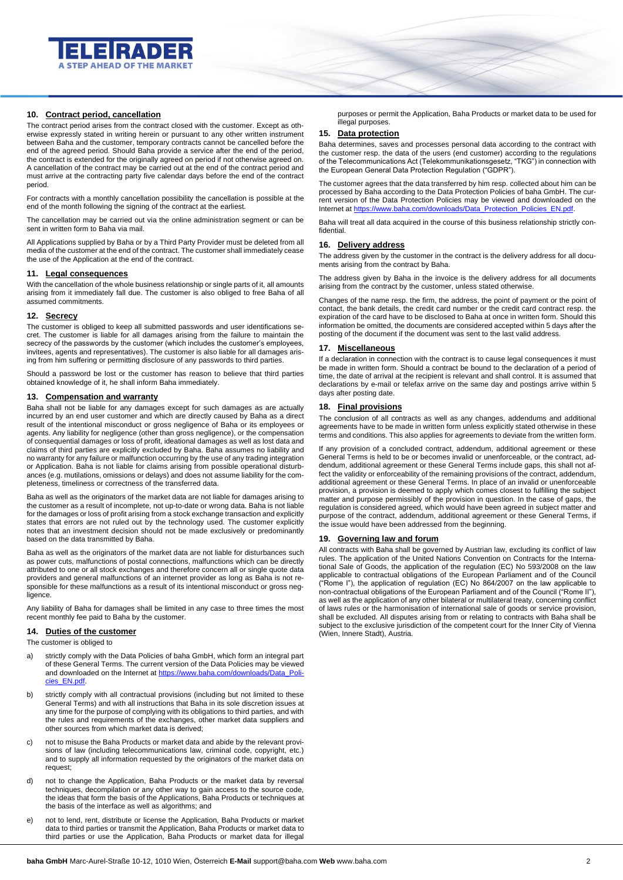## 10. Contract period, cancellation

The contract period arises from the contract closed with the customer. Except as otherwise expressly stated in writing herein or pursuant to any other written instrument between Baha and the customer, temporary contracts cannot be cancelled before the end of the agreed period. Should Baha provide a service after the end of the period, the contract is extended for the originally agreed on period if not otherwise agreed on. A cancellation of the contract may be carried out at the end of the contract period and must arrive at the contracting party five calendar days before the end of the contract period.

For contracts with a monthly cancellation possibility the cancellation is possible at the end of the month following the signing of the contract at the earliest.

The cancellation may be carried out via the online administration segment or can be sent in written form to Baha via mail.

All Applications supplied by Baha or by a Third Party Provider must be deleted from all media of the customer at the end of the contract. The customer shall immediately cease the use of the Application at the end of the contract.

## 11. Legal consequences

With the cancellation of the whole business relationship or single parts of it, all amounts arising from it immediately fall due. The customer is also obliged to free Baha of all assumed commitments.

## 12. Secrecy

The customer is obliged to keep all submitted passwords and user identifications secret. The customer is liable for all damages arising from the failure to maintain the secrecy of the passwords by the customer (which includes the customer's employees, invitees, agents and representatives). The customer is also liable for all damages arising from him suffering or permitting disclosure of any passwords to third parties.

Should a password be lost or the customer has reason to believe that third parties obtained knowledge of it, he shall inform Baha immediately.

## 13. Compensation and warranty

Baha shall not be liable for any damages except for such damages as are actually incurred by an end user customer and which are directly caused by Baha as a direct result of the intentional misconduct or gross negligence of Baha or its employees or agents. Any liability for negligence (other than gross negligence), or the compensation of consequential damages or loss of profit, ideational damages as well as lost data and claims of third parties are explicitly excluded by Baha. Baha assumes no liability and no warranty for any failure or malfunction occurring by the use of any trading integration or Application. Baha is not liable for claims arising from possible operational disturbances (e.g. mutilations, omissions or delays) and does not assume liability for the completeness, timeliness or correctness of the transferred data.

Baha as well as the originators of the market data are not liable for damages arising to the customer as a result of incomplete, not up-to-date or wrong data. Baha is not liable for the damages or loss of profit arising from a stock exchange transaction and explicitly states that errors are not ruled out by the technology used. The customer explicitly notes that an investment decision should not be made exclusively or predominantly based on the data transmitted by Baha.

Baha as well as the originators of the market data are not liable for disturbances such as power cuts, malfunctions of postal connections, malfunctions which can be directly attributed to one or all stock exchanges and therefore concern all or single quote data providers and general malfunctions of an internet provider as long as Baha is not responsible for these malfunctions as a result of its intentional misconduct or gross negligence.

Any liability of Baha for damages shall be limited in any case to three times the most recent monthly fee paid to Baha by the customer.

## 14. Duties of the customer

The customer is obliged to

a) strictly comply with the Data Policies of baha GmbH, which form an integral part of these General Terms. The current version of the Data Policies may be viewed and downloaded on the Internet at https://www.baha.com/downloads/Data_Policies_EN.pdf.

b) strictly comply with all contractual provisions (including but not limited to these General Terms) and with all instructions that Baha in its sole discretion issues at any time for the purpose of complying with its obligations to third parties, and with the rules and requirements of the exchanges, other market data suppliers and other sources from which market data is derived;

c) not to misuse the Baha Products or market data and abide by the relevant provisions of law (including telecommunications law, criminal code, copyright, etc.) and to supply all information requested by the originators of the market data on request;

d) not to change the Application, Baha Products or the market data by reversal techniques, decompilation or any other way to gain access to the source code, the ideas that form the basis of the Applications, Baha Products or techniques at the basis of the interface as well as algorithms; and

e) not to lend, rent, distribute or license the Application, Baha Products or market data to third parties or transmit the Application, Baha Products or market data to third parties or use the Application, Baha Products or market data for illegal purposes or permit the Application, Baha Products or market data to be used for illegal purposes.

## 15. Data protection

Baha determines, saves and processes personal data according to the contract with the customer resp. the data of the users (end customer) according to the regulations of the Telecommunications Act (Telekommunikationsgesetz, "TKG") in connection with the European General Data Protection Regulation ("GDPR").

The customer agrees that the data transferred by him resp. collected about him can be processed by Baha according to the Data Protection Policies of baha GmbH. The current version of the Data Protection Policies may be viewed and downloaded on the Internet at https://www.baha.com/downloads/Data_Protection_Policies_EN.pdf.

Baha will treat all data acquired in the course of this business relationship strictly confidential.

## 16. Delivery address

The address given by the customer in the contract is the delivery address for all documents arising from the contract by Baha.

The address given by Baha in the invoice is the delivery address for all documents arising from the contract by the customer, unless stated otherwise.

Changes of the name resp. the firm, the address, the point of payment or the point of contact, the bank details, the credit card number or the credit card contract resp. the expiration of the card have to be disclosed to Baha at once in written form. Should this information be omitted, the documents are considered accepted within 5 days after the posting of the document if the document was sent to the last valid address.

## 17. Miscellaneous

If a declaration in connection with the contract is to cause legal consequences it must be made in written form. Should a contract be bound to the declaration of a period of time, the date of arrival at the recipient is relevant and shall control. It is assumed that declarations by e-mail or telefax arrive on the same day and postings arrive within 5 days after posting date.

## 18. Final provisions

The conclusion of all contracts as well as any changes, addendums and additional agreements have to be made in written form unless explicitly stated otherwise in these terms and conditions. This also applies for agreements to deviate from the written form.

If any provision of a concluded contract, addendum, additional agreement or these General Terms is held to be or becomes invalid or unenforceable, or the contract, addendum, additional agreement or these General Terms include gaps, this shall not affect the validity or enforceability of the remaining provisions of the contract, addendum, additional agreement or these General Terms. In place of an invalid or unenforceable provision, a provision is deemed to apply which comes closest to fulfilling the subject matter and purpose permissibly of the provision in question. In the case of gaps, the regulation is considered agreed, which would have been agreed in subject matter and purpose of the contract, addendum, additional agreement or these General Terms, if the issue would have been addressed from the beginning.

## 19. Governing law and forum

All contracts with Baha shall be governed by Austrian law, excluding its conflict of law rules. The application of the United Nations Convention on Contracts for the International Sale of Goods, the application of the regulation (EC) No 593/2008 on the law applicable to contractual obligations of the European Parliament and of the Council ("Rome I"), the application of regulation (EC) No 864/2007 on the law applicable to non-contractual obligations of the European Parliament and of the Council ("Rome II"), as well as the application of any other bilateral or multilateral treaty, concerning conflict of laws rules or the harmonisation of international sale of goods or service provision, shall be excluded. All disputes arising from or relating to contracts with Baha shall be subject to the exclusive jurisdiction of the competent court for the Inner City of Vienna (Wien, Innere Stadt), Austria.